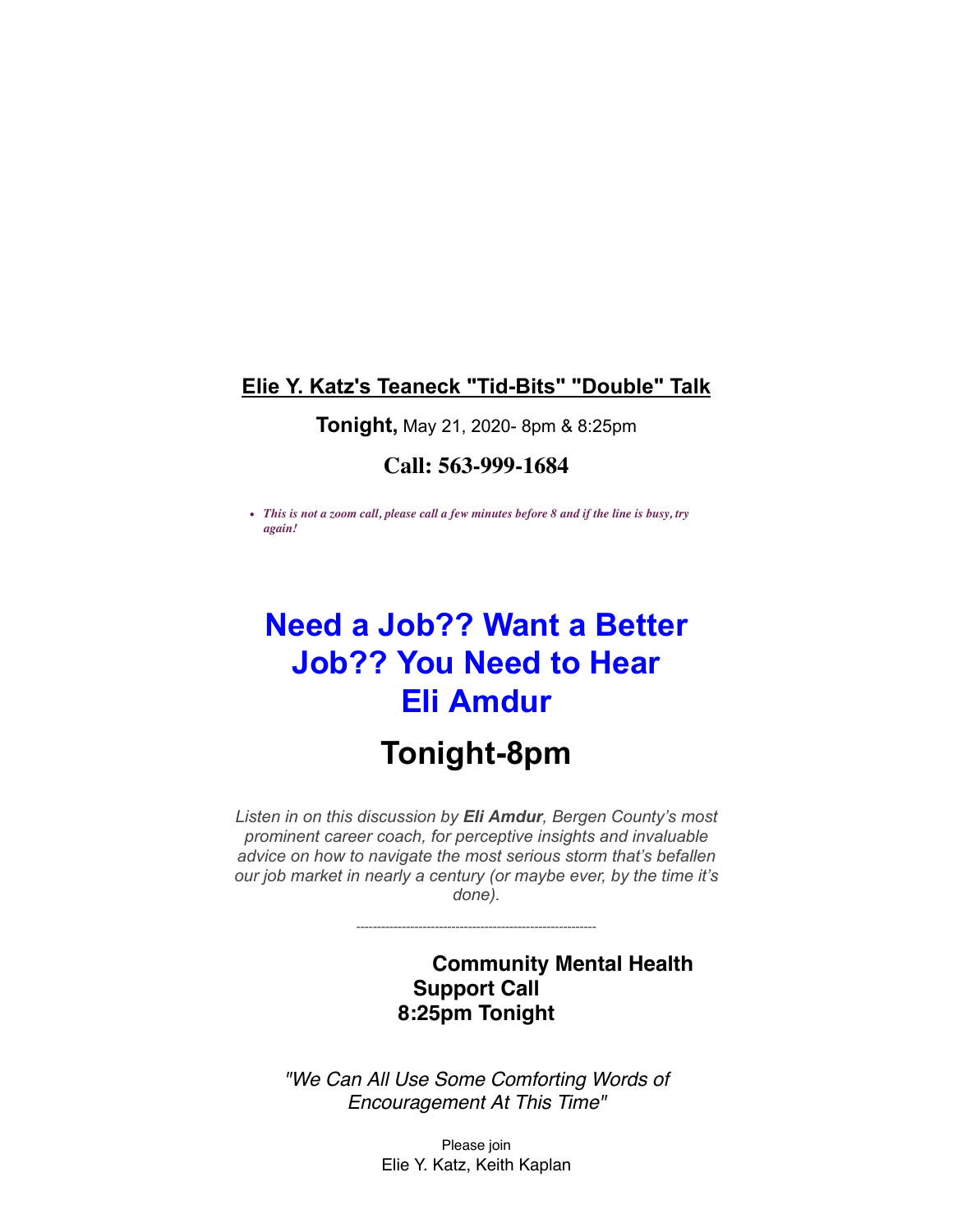**Elie Y. Katz's Teaneck "Tid-Bits" "Double" Talk**

**Tonight,** May 21, 2020- 8pm & 8:25pm

## Call: 563-999-1684

- ***This is not a zoom call, please call a few minutes before 8 and if the line is busy, try again!***

# Need a Job?? Want a Better Job?? You Need to Hear Eli Amdur

# Tonight-8pm

*Listen in on this discussion by **Eli Amdur**, Bergen County's most prominent career coach, for perceptive insights and invaluable advice on how to navigate the most serious storm that's befallen our job market in nearly a century (or maybe ever, by the time it's done).*

---

### Community Mental Health Support Call 8:25pm Tonight

*"We Can All Use Some Comforting Words of Encouragement At This Time"*

Please join

Elie Y. Katz, Keith Kaplan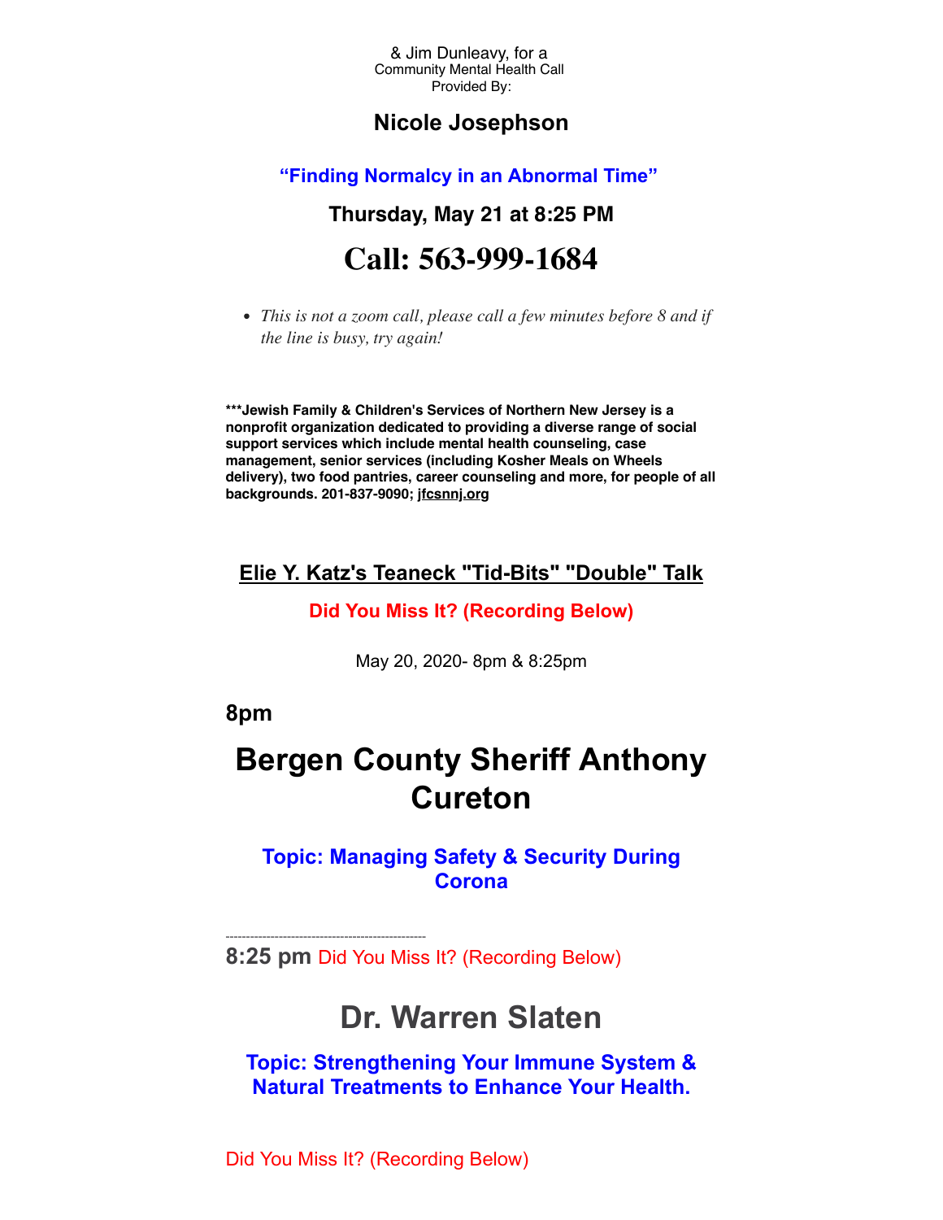& Jim Dunleavy, for a
Community Mental Health Call
Provided By:

### Nicole Josephson

### “Finding Normalcy in an Abnormal Time”

### Thursday, May 21 at 8:25 PM

# Call: 563-999-1684

- *This is not a zoom call, please call a few minutes before 8 and if the line is busy, try again!*

**\*\*\*Jewish Family & Children's Services of Northern New Jersey is a nonprofit organization dedicated to providing a diverse range of social support services which include mental health counseling, case management, senior services (including Kosher Meals on Wheels delivery), two food pantries, career counseling and more, for people of all backgrounds. 201-837-9090; jfcsnnj.org**

### Elie Y. Katz's Teaneck "Tid-Bits" "Double" Talk

**Did You Miss It? (Recording Below)**

May 20, 2020- 8pm & 8:25pm

### 8pm

# Bergen County Sheriff Anthony Cureton

### Topic: Managing Safety & Security During Corona

---

**8:25 pm** Did You Miss It? (Recording Below)

# Dr. Warren Slaten

### Topic: Strengthening Your Immune System & Natural Treatments to Enhance Your Health.

Did You Miss It? (Recording Below)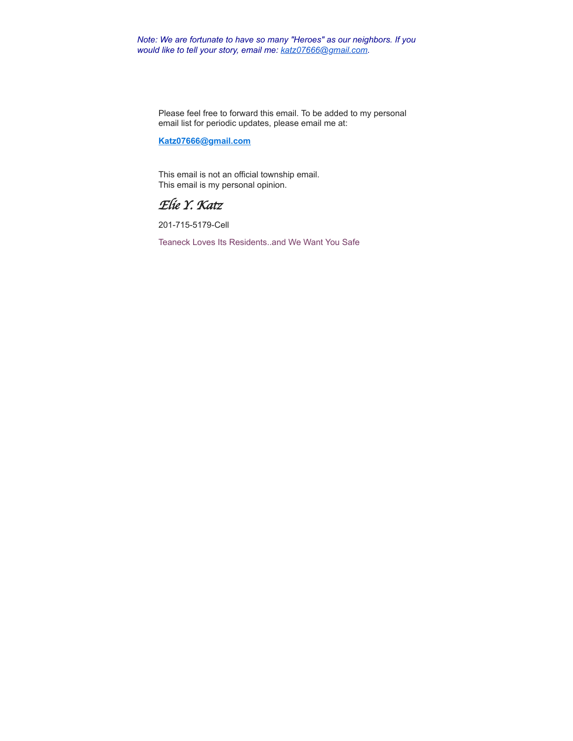*Note: We are fortunate to have so many "Heroes" as our neighbors. If you would like to tell your story, email me: katz07666@gmail.com.*

Please feel free to forward this email. To be added to my personal email list for periodic updates, please email me at:

**Katz07666@gmail.com**

This email is not an official township email.
This email is my personal opinion.

*Elie Y. Katz*

201-715-5179-Cell

Teaneck Loves Its Residents..and We Want You Safe